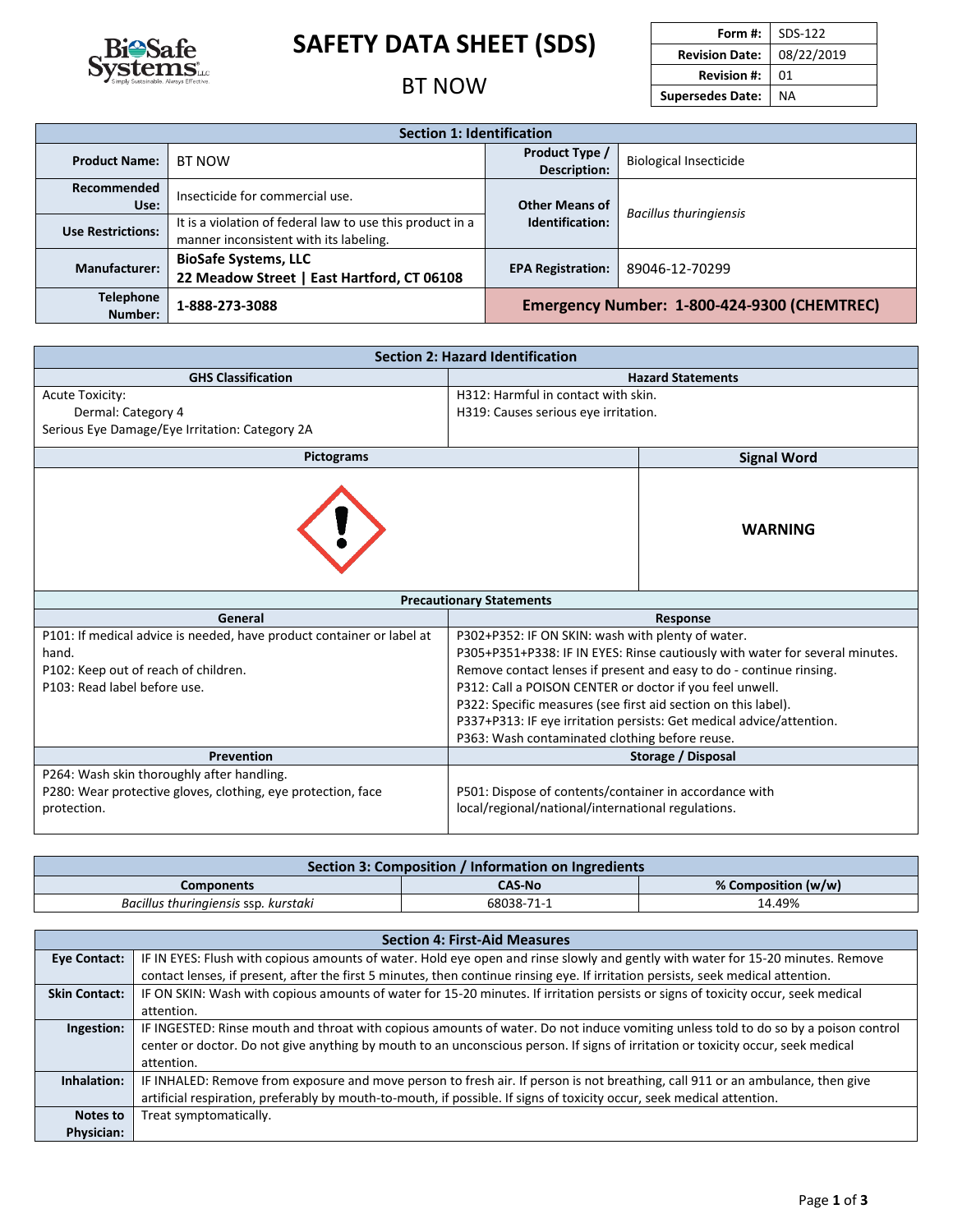# SAFETY DATA SHEET (SDS)

## BT NOW

| Form #: | SDS-122 |
|---|---|
| Revision Date: | 08/22/2019 |
| Revision #: | 01 |
| Supersedes Date: | NA |

## Section 1: Identification

| | | | |
|---|---|---|---|
| **Product Name:** | BT NOW | **Product Type / Description:** | Biological Insecticide |
| **Recommended Use:** | Insecticide for commercial use. | **Other Means of Identification:** | *Bacillus thuringiensis* |
| **Use Restrictions:** | It is a violation of federal law to use this product in a manner inconsistent with its labeling. | | |
| **Manufacturer:** | **BioSafe Systems, LLC 22 Meadow Street \| East Hartford, CT 06108** | **EPA Registration:** | 89046-12-70299 |
| **Telephone Number:** | **1-888-273-3088** | **Emergency Number: 1-800-424-9300 (CHEMTREC)** | |

## Section 2: Hazard Identification

| GHS Classification | Hazard Statements |
|---|---|
| Acute Toxicity:<br>Dermal: Category 4<br>Serious Eye Damage/Eye Irritation: Category 2A | H312: Harmful in contact with skin.<br>H319: Causes serious eye irritation. |

| Pictograms | Signal Word |
|---|---|
| (Exclamation mark) | **WARNING** |

**Precautionary Statements**

| General | Response |
|---|---|
| P101: If medical advice is needed, have product container or label at hand.<br>P102: Keep out of reach of children.<br>P103: Read label before use. | P302+P352: IF ON SKIN: wash with plenty of water.<br>P305+P351+P338: IF IN EYES: Rinse cautiously with water for several minutes. Remove contact lenses if present and easy to do - continue rinsing.<br>P312: Call a POISON CENTER or doctor if you feel unwell.<br>P322: Specific measures (see first aid section on this label).<br>P337+P313: IF eye irritation persists: Get medical advice/attention.<br>P363: Wash contaminated clothing before reuse. |

| Prevention | Storage / Disposal |
|---|---|
| P264: Wash skin thoroughly after handling.<br>P280: Wear protective gloves, clothing, eye protection, face protection. | P501: Dispose of contents/container in accordance with local/regional/national/international regulations. |

## Section 3: Composition / Information on Ingredients

| Components | CAS-No | % Composition (w/w) |
|---|---|---|
| *Bacillus thuringiensis* ssp. *kurstaki* | 68038-71-1 | 14.49% |

## Section 4: First-Aid Measures

| | |
|---|---|
| **Eye Contact:** | IF IN EYES: Flush with copious amounts of water. Hold eye open and rinse slowly and gently with water for 15-20 minutes. Remove contact lenses, if present, after the first 5 minutes, then continue rinsing eye. If irritation persists, seek medical attention. |
| **Skin Contact:** | IF ON SKIN: Wash with copious amounts of water for 15-20 minutes. If irritation persists or signs of toxicity occur, seek medical attention. |
| **Ingestion:** | IF INGESTED: Rinse mouth and throat with copious amounts of water. Do not induce vomiting unless told to do so by a poison control center or doctor. Do not give anything by mouth to an unconscious person. If signs of irritation or toxicity occur, seek medical attention. |
| **Inhalation:** | IF INHALED: Remove from exposure and move person to fresh air. If person is not breathing, call 911 or an ambulance, then give artificial respiration, preferably by mouth-to-mouth, if possible. If signs of toxicity occur, seek medical attention. |
| **Notes to Physician:** | Treat symptomatically. |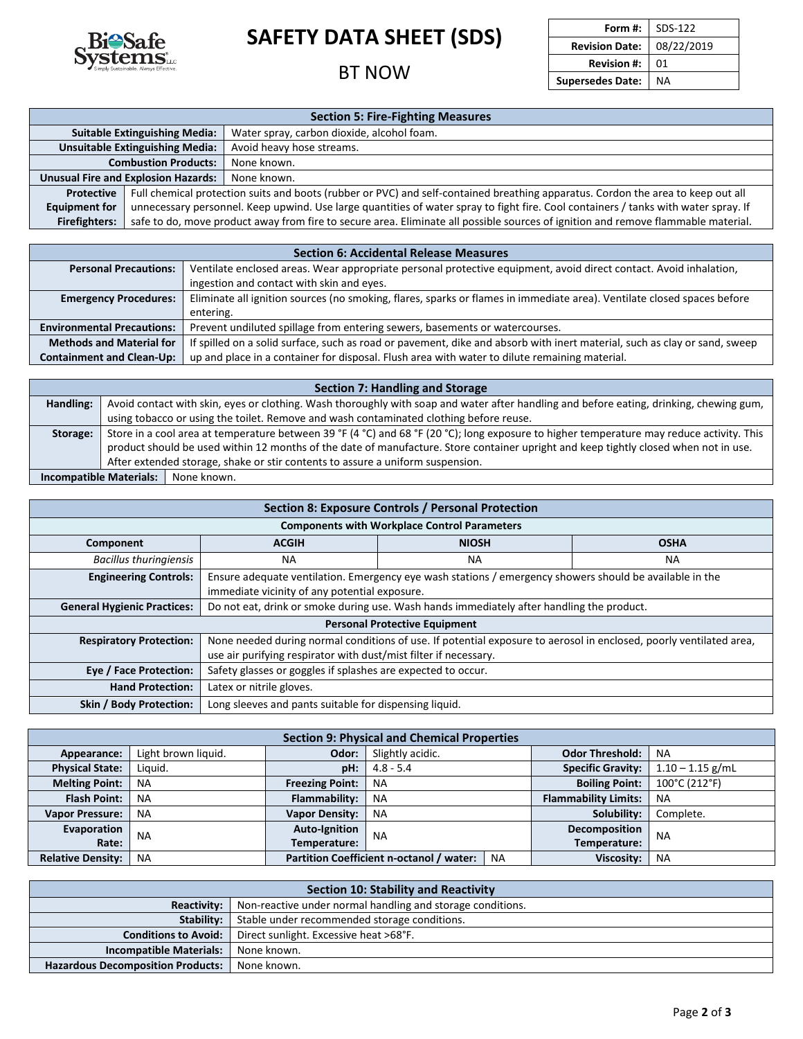# SAFETY DATA SHEET (SDS)

## BT NOW

| Form #: | SDS-122 |
|---|---|
| Revision Date: | 08/22/2019 |
| Revision #: | 01 |
| Supersedes Date: | NA |

## Section 5: Fire-Fighting Measures

| | |
|---|---|
| **Suitable Extinguishing Media:** | Water spray, carbon dioxide, alcohol foam. |
| **Unsuitable Extinguishing Media:** | Avoid heavy hose streams. |
| **Combustion Products:** | None known. |
| **Unusual Fire and Explosion Hazards:** | None known. |
| **Protective Equipment for Firefighters:** | Full chemical protection suits and boots (rubber or PVC) and self-contained breathing apparatus. Cordon the area to keep out all unnecessary personnel. Keep upwind. Use large quantities of water spray to fight fire. Cool containers / tanks with water spray. If safe to do, move product away from fire to secure area. Eliminate all possible sources of ignition and remove flammable material. |

## Section 6: Accidental Release Measures

| | |
|---|---|
| **Personal Precautions:** | Ventilate enclosed areas. Wear appropriate personal protective equipment, avoid direct contact. Avoid inhalation, ingestion and contact with skin and eyes. |
| **Emergency Procedures:** | Eliminate all ignition sources (no smoking, flares, sparks or flames in immediate area). Ventilate closed spaces before entering. |
| **Environmental Precautions:** | Prevent undiluted spillage from entering sewers, basements or watercourses. |
| **Methods and Material for Containment and Clean-Up:** | If spilled on a solid surface, such as road or pavement, dike and absorb with inert material, such as clay or sand, sweep up and place in a container for disposal. Flush area with water to dilute remaining material. |

## Section 7: Handling and Storage

| | |
|---|---|
| **Handling:** | Avoid contact with skin, eyes or clothing. Wash thoroughly with soap and water after handling and before eating, drinking, chewing gum, using tobacco or using the toilet. Remove and wash contaminated clothing before reuse. |
| **Storage:** | Store in a cool area at temperature between 39 °F (4 °C) and 68 °F (20 °C); long exposure to higher temperature may reduce activity. This product should be used within 12 months of the date of manufacture. Store container upright and keep tightly closed when not in use. After extended storage, shake or stir contents to assure a uniform suspension. |
| **Incompatible Materials:** | None known. |

## Section 8: Exposure Controls / Personal Protection

**Components with Workplace Control Parameters**

| Component | ACGIH | NIOSH | OSHA |
|---|---|---|---|
| *Bacillus thuringiensis* | NA | NA | NA |

| | |
|---|---|
| **Engineering Controls:** | Ensure adequate ventilation. Emergency eye wash stations / emergency showers should be available in the immediate vicinity of any potential exposure. |
| **General Hygienic Practices:** | Do not eat, drink or smoke during use. Wash hands immediately after handling the product. |

**Personal Protective Equipment**

| | |
|---|---|
| **Respiratory Protection:** | None needed during normal conditions of use. If potential exposure to aerosol in enclosed, poorly ventilated area, use air purifying respirator with dust/mist filter if necessary. |
| **Eye / Face Protection:** | Safety glasses or goggles if splashes are expected to occur. |
| **Hand Protection:** | Latex or nitrile gloves. |
| **Skin / Body Protection:** | Long sleeves and pants suitable for dispensing liquid. |

## Section 9: Physical and Chemical Properties

| | | | | | |
|---|---|---|---|---|---|
| **Appearance:** | Light brown liquid. | **Odor:** | Slightly acidic. | **Odor Threshold:** | NA |
| **Physical State:** | Liquid. | **pH:** | 4.8 - 5.4 | **Specific Gravity:** | 1.10 – 1.15 g/mL |
| **Melting Point:** | NA | **Freezing Point:** | NA | **Boiling Point:** | 100°C (212°F) |
| **Flash Point:** | NA | **Flammability:** | NA | **Flammability Limits:** | NA |
| **Vapor Pressure:** | NA | **Vapor Density:** | NA | **Solubility:** | Complete. |
| **Evaporation Rate:** | NA | **Auto-Ignition Temperature:** | NA | **Decomposition Temperature:** | NA |
| **Relative Density:** | NA | **Partition Coefficient n-octanol / water:** | NA | **Viscosity:** | NA |

## Section 10: Stability and Reactivity

| | |
|---|---|
| **Reactivity:** | Non-reactive under normal handling and storage conditions. |
| **Stability:** | Stable under recommended storage conditions. |
| **Conditions to Avoid:** | Direct sunlight. Excessive heat >68°F. |
| **Incompatible Materials:** | None known. |
| **Hazardous Decomposition Products:** | None known. |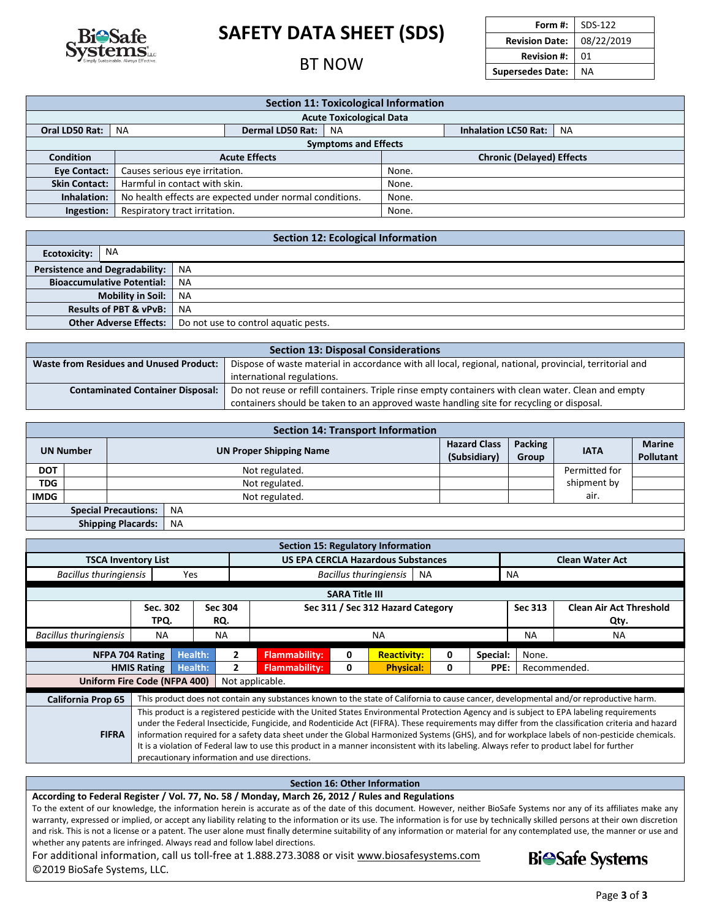# SAFETY DATA SHEET (SDS)

## BT NOW

| Form #: | SDS-122 |
|---|---|
| Revision Date: | 08/22/2019 |
| Revision #: | 01 |
| Supersedes Date: | NA |

## Section 11: Toxicological Information

**Acute Toxicological Data**

| Oral LD50 Rat: | NA | Dermal LD50 Rat: | NA | Inhalation LC50 Rat: | NA |
|---|---|---|---|---|---|

**Symptoms and Effects**

| Condition | Acute Effects | Chronic (Delayed) Effects |
|---|---|---|
| Eye Contact: | Causes serious eye irritation. | None. |
| Skin Contact: | Harmful in contact with skin. | None. |
| Inhalation: | No health effects are expected under normal conditions. | None. |
| Ingestion: | Respiratory tract irritation. | None. |

## Section 12: Ecological Information

| | |
|---|---|
| Ecotoxicity: | NA |
| Persistence and Degradability: | NA |
| Bioaccumulative Potential: | NA |
| Mobility in Soil: | NA |
| Results of PBT & vPvB: | NA |
| Other Adverse Effects: | Do not use to control aquatic pests. |

## Section 13: Disposal Considerations

| | |
|---|---|
| Waste from Residues and Unused Product: | Dispose of waste material in accordance with all local, regional, national, provincial, territorial and international regulations. |
| Contaminated Container Disposal: | Do not reuse or refill containers. Triple rinse empty containers with clean water. Clean and empty containers should be taken to an approved waste handling site for recycling or disposal. |

## Section 14: Transport Information

| UN Number | | UN Proper Shipping Name | Hazard Class (Subsidiary) | Packing Group | IATA | Marine Pollutant |
|---|---|---|---|---|---|---|
| DOT | | Not regulated. | | | Permitted for shipment by air. | |
| TDG | | Not regulated. | | | | |
| IMDG | | Not regulated. | | | | |

| | |
|---|---|
| Special Precautions: | NA |
| Shipping Placards: | NA |

## Section 15: Regulatory Information

| TSCA Inventory List | | US EPA CERCLA Hazardous Substances | | Clean Water Act |
|---|---|---|---|---|
| *Bacillus thuringiensis* | Yes | *Bacillus thuringiensis* | NA | NA |

**SARA Title III**

| | Sec. 302 TPQ. | Sec 304 RQ. | Sec 311 / Sec 312 Hazard Category | Sec 313 | Clean Air Act Threshold Qty. |
|---|---|---|---|---|---|
| *Bacillus thuringiensis* | NA | NA | NA | NA | NA |

| | | | | | | | | |
|---|---|---|---|---|---|---|---|---|
| NFPA 704 Rating | Health: | 2 | Flammability: | 0 | Reactivity: | 0 | Special: | None. |
| HMIS Rating | Health: | 2 | Flammability: | 0 | Physical: | 0 | PPE: | Recommended. |

| | |
|---|---|
| Uniform Fire Code (NFPA 400) | Not applicable. |
| California Prop 65 | This product does not contain any substances known to the state of California to cause cancer, developmental and/or reproductive harm. |
| FIFRA | This product is a registered pesticide with the United States Environmental Protection Agency and is subject to EPA labeling requirements under the Federal Insecticide, Fungicide, and Rodenticide Act (FIFRA). These requirements may differ from the classification criteria and hazard information required for a safety data sheet under the Global Harmonized Systems (GHS), and for workplace labels of non-pesticide chemicals. It is a violation of Federal law to use this product in a manner inconsistent with its labeling. Always refer to product label for further precautionary information and use directions. |

## Section 16: Other Information

**According to Federal Register / Vol. 77, No. 58 / Monday, March 26, 2012 / Rules and Regulations**

To the extent of our knowledge, the information herein is accurate as of the date of this document. However, neither BioSafe Systems nor any of its affiliates make any warranty, expressed or implied, or accept any liability relating to the information or its use. The information is for use by technically skilled persons at their own discretion and risk. This is not a license or a patent. The user alone must finally determine suitability of any information or material for any contemplated use, the manner or use and whether any patents are infringed. Always read and follow label directions.

For additional information, call us toll-free at 1.888.273.3088 or visit www.biosafesystems.com

©2019 BioSafe Systems, LLC.